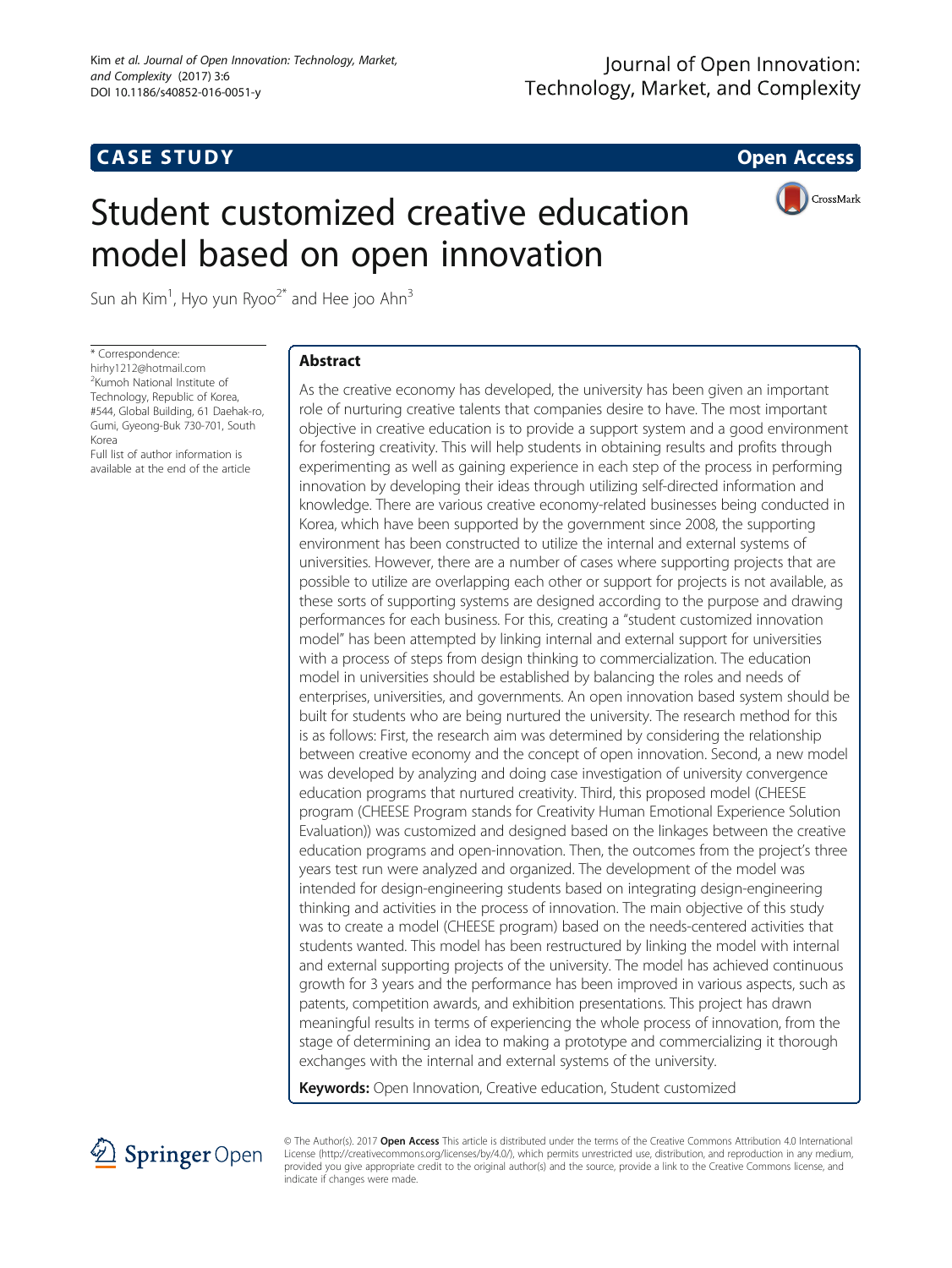CASE STUDY

Open Access

# Student customized creative education model based on open innovation

Sun ah Kim[1], Hyo yun Ryoo[2*] and Hee joo Ahn[3]

* Correspondence: hirhy1212@hotmail.com
[2]Kumoh National Institute of Technology, Republic of Korea, #544, Global Building, 61 Daehak-ro, Gumi, Gyeong-Buk 730-701, South Korea
Full list of author information is available at the end of the article

## Abstract

As the creative economy has developed, the university has been given an important role of nurturing creative talents that companies desire to have. The most important objective in creative education is to provide a support system and a good environment for fostering creativity. This will help students in obtaining results and profits through experimenting as well as gaining experience in each step of the process in performing innovation by developing their ideas through utilizing self-directed information and knowledge. There are various creative economy-related businesses being conducted in Korea, which have been supported by the government since 2008, the supporting environment has been constructed to utilize the internal and external systems of universities. However, there are a number of cases where supporting projects that are possible to utilize are overlapping each other or support for projects is not available, as these sorts of supporting systems are designed according to the purpose and drawing performances for each business. For this, creating a "student customized innovation model" has been attempted by linking internal and external support for universities with a process of steps from design thinking to commercialization. The education model in universities should be established by balancing the roles and needs of enterprises, universities, and governments. An open innovation based system should be built for students who are being nurtured the university. The research method for this is as follows: First, the research aim was determined by considering the relationship between creative economy and the concept of open innovation. Second, a new model was developed by analyzing and doing case investigation of university convergence education programs that nurtured creativity. Third, this proposed model (CHEESE program (CHEESE Program stands for Creativity Human Emotional Experience Solution Evaluation)) was customized and designed based on the linkages between the creative education programs and open-innovation. Then, the outcomes from the project's three years test run were analyzed and organized. The development of the model was intended for design-engineering students based on integrating design-engineering thinking and activities in the process of innovation. The main objective of this study was to create a model (CHEESE program) based on the needs-centered activities that students wanted. This model has been restructured by linking the model with internal and external supporting projects of the university. The model has achieved continuous growth for 3 years and the performance has been improved in various aspects, such as patents, competition awards, and exhibition presentations. This project has drawn meaningful results in terms of experiencing the whole process of innovation, from the stage of determining an idea to making a prototype and commercializing it thorough exchanges with the internal and external systems of the university.

**Keywords:** Open Innovation, Creative education, Student customized

© The Author(s). 2017 **Open Access** This article is distributed under the terms of the Creative Commons Attribution 4.0 International License (http://creativecommons.org/licenses/by/4.0/), which permits unrestricted use, distribution, and reproduction in any medium, provided you give appropriate credit to the original author(s) and the source, provide a link to the Creative Commons license, and indicate if changes were made.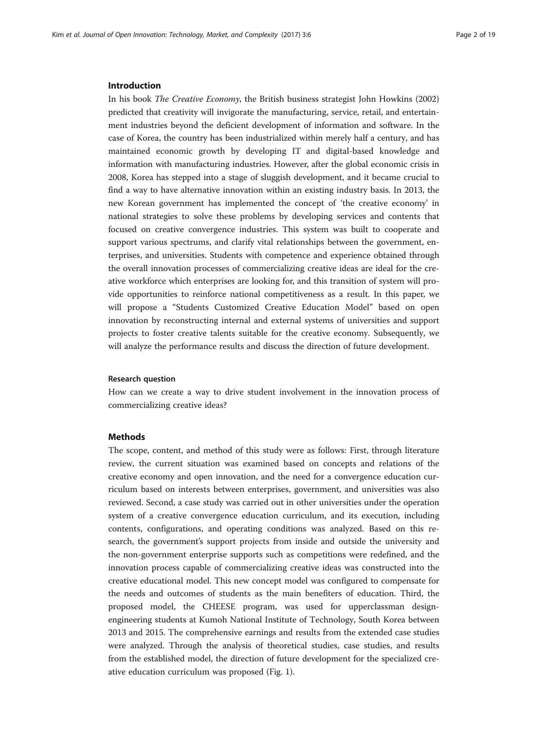## Introduction

In his book *The Creative Economy*, the British business strategist John Howkins (2002) predicted that creativity will invigorate the manufacturing, service, retail, and entertainment industries beyond the deficient development of information and software. In the case of Korea, the country has been industrialized within merely half a century, and has maintained economic growth by developing IT and digital-based knowledge and information with manufacturing industries. However, after the global economic crisis in 2008, Korea has stepped into a stage of sluggish development, and it became crucial to find a way to have alternative innovation within an existing industry basis. In 2013, the new Korean government has implemented the concept of 'the creative economy' in national strategies to solve these problems by developing services and contents that focused on creative convergence industries. This system was built to cooperate and support various spectrums, and clarify vital relationships between the government, enterprises, and universities. Students with competence and experience obtained through the overall innovation processes of commercializing creative ideas are ideal for the creative workforce which enterprises are looking for, and this transition of system will provide opportunities to reinforce national competitiveness as a result. In this paper, we will propose a "Students Customized Creative Education Model" based on open innovation by reconstructing internal and external systems of universities and support projects to foster creative talents suitable for the creative economy. Subsequently, we will analyze the performance results and discuss the direction of future development.

### Research question

How can we create a way to drive student involvement in the innovation process of commercializing creative ideas?

## Methods

The scope, content, and method of this study were as follows: First, through literature review, the current situation was examined based on concepts and relations of the creative economy and open innovation, and the need for a convergence education curriculum based on interests between enterprises, government, and universities was also reviewed. Second, a case study was carried out in other universities under the operation system of a creative convergence education curriculum, and its execution, including contents, configurations, and operating conditions was analyzed. Based on this research, the government's support projects from inside and outside the university and the non-government enterprise supports such as competitions were redefined, and the innovation process capable of commercializing creative ideas was constructed into the creative educational model. This new concept model was configured to compensate for the needs and outcomes of students as the main benefiters of education. Third, the proposed model, the CHEESE program, was used for upperclassman design-engineering students at Kumoh National Institute of Technology, South Korea between 2013 and 2015. The comprehensive earnings and results from the extended case studies were analyzed. Through the analysis of theoretical studies, case studies, and results from the established model, the direction of future development for the specialized creative education curriculum was proposed (Fig. 1).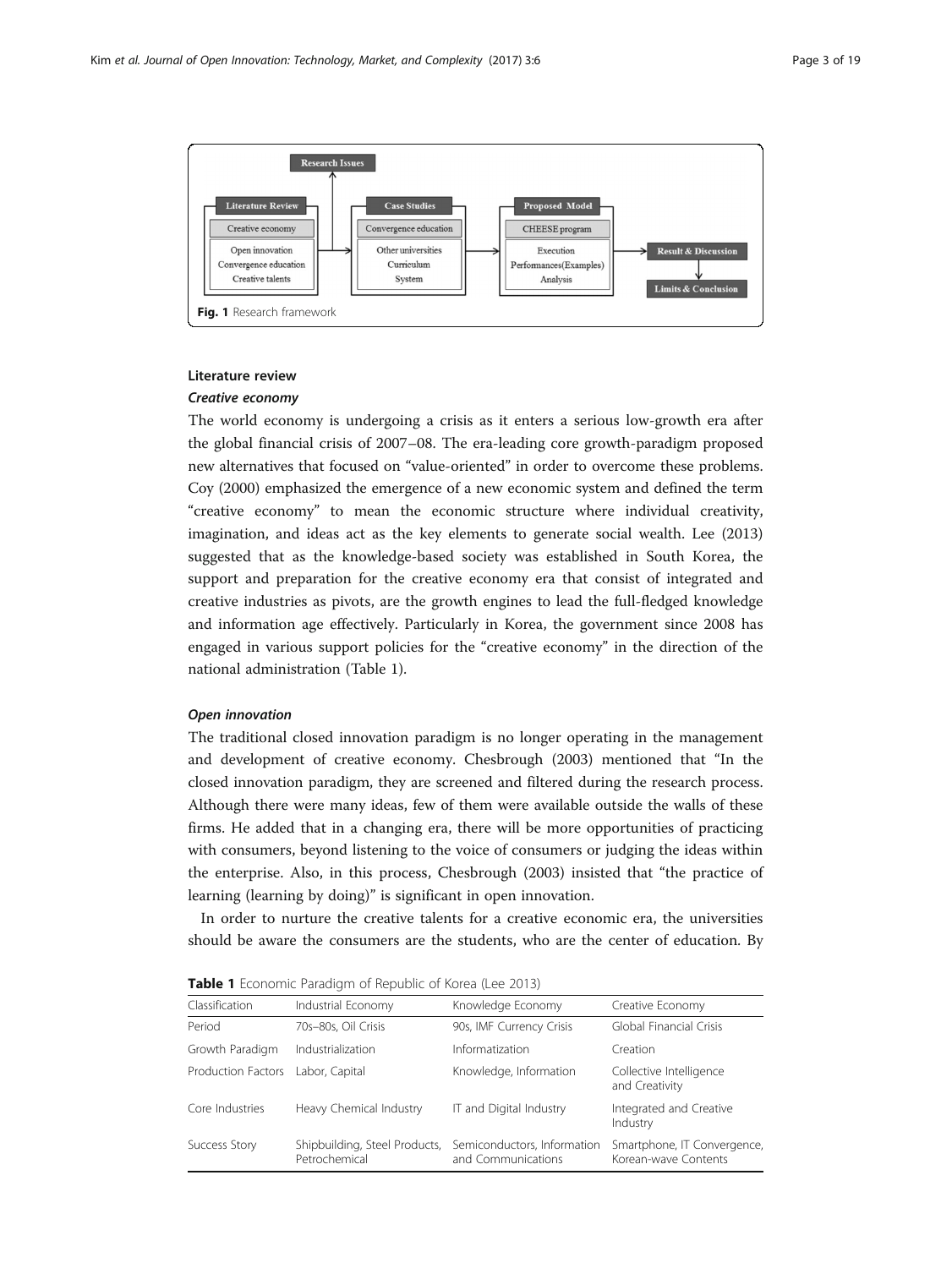Fig. 1 Research framework

## Literature review

### *Creative economy*

The world economy is undergoing a crisis as it enters a serious low-growth era after the global financial crisis of 2007–08. The era-leading core growth-paradigm proposed new alternatives that focused on "value-oriented" in order to overcome these problems. Coy (2000) emphasized the emergence of a new economic system and defined the term "creative economy" to mean the economic structure where individual creativity, imagination, and ideas act as the key elements to generate social wealth. Lee (2013) suggested that as the knowledge-based society was established in South Korea, the support and preparation for the creative economy era that consist of integrated and creative industries as pivots, are the growth engines to lead the full-fledged knowledge and information age effectively. Particularly in Korea, the government since 2008 has engaged in various support policies for the "creative economy" in the direction of the national administration (Table 1).

### *Open innovation*

The traditional closed innovation paradigm is no longer operating in the management and development of creative economy. Chesbrough (2003) mentioned that "In the closed innovation paradigm, they are screened and filtered during the research process. Although there were many ideas, few of them were available outside the walls of these firms. He added that in a changing era, there will be more opportunities of practicing with consumers, beyond listening to the voice of consumers or judging the ideas within the enterprise. Also, in this process, Chesbrough (2003) insisted that "the practice of learning (learning by doing)" is significant in open innovation.

In order to nurture the creative talents for a creative economic era, the universities should be aware the consumers are the students, who are the center of education. By

**Table 1** Economic Paradigm of Republic of Korea (Lee 2013)

| Classification | Industrial Economy | Knowledge Economy | Creative Economy |
|---|---|---|---|
| Period | 70s–80s, Oil Crisis | 90s, IMF Currency Crisis | Global Financial Crisis |
| Growth Paradigm | Industrialization | Informatization | Creation |
| Production Factors | Labor, Capital | Knowledge, Information | Collective Intelligence and Creativity |
| Core Industries | Heavy Chemical Industry | IT and Digital Industry | Integrated and Creative Industry |
| Success Story | Shipbuilding, Steel Products, Petrochemical | Semiconductors, Information and Communications | Smartphone, IT Convergence, Korean-wave Contents |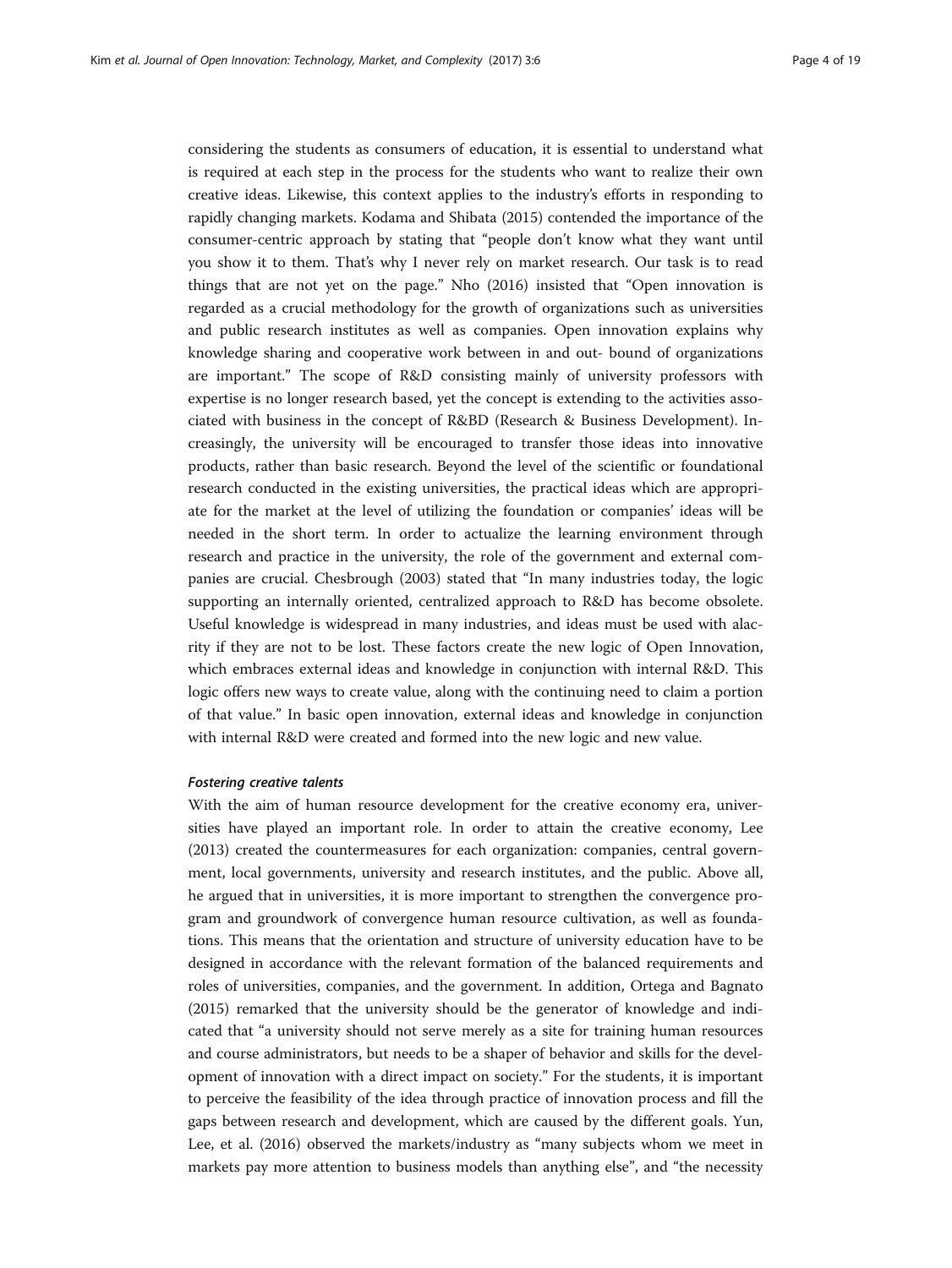considering the students as consumers of education, it is essential to understand what is required at each step in the process for the students who want to realize their own creative ideas. Likewise, this context applies to the industry's efforts in responding to rapidly changing markets. Kodama and Shibata (2015) contended the importance of the consumer-centric approach by stating that "people don't know what they want until you show it to them. That's why I never rely on market research. Our task is to read things that are not yet on the page." Nho (2016) insisted that "Open innovation is regarded as a crucial methodology for the growth of organizations such as universities and public research institutes as well as companies. Open innovation explains why knowledge sharing and cooperative work between in and out- bound of organizations are important." The scope of R&D consisting mainly of university professors with expertise is no longer research based, yet the concept is extending to the activities associated with business in the concept of R&BD (Research & Business Development). Increasingly, the university will be encouraged to transfer those ideas into innovative products, rather than basic research. Beyond the level of the scientific or foundational research conducted in the existing universities, the practical ideas which are appropriate for the market at the level of utilizing the foundation or companies' ideas will be needed in the short term. In order to actualize the learning environment through research and practice in the university, the role of the government and external companies are crucial. Chesbrough (2003) stated that "In many industries today, the logic supporting an internally oriented, centralized approach to R&D has become obsolete. Useful knowledge is widespread in many industries, and ideas must be used with alacrity if they are not to be lost. These factors create the new logic of Open Innovation, which embraces external ideas and knowledge in conjunction with internal R&D. This logic offers new ways to create value, along with the continuing need to claim a portion of that value." In basic open innovation, external ideas and knowledge in conjunction with internal R&D were created and formed into the new logic and new value.

#### *Fostering creative talents*

With the aim of human resource development for the creative economy era, universities have played an important role. In order to attain the creative economy, Lee (2013) created the countermeasures for each organization: companies, central government, local governments, university and research institutes, and the public. Above all, he argued that in universities, it is more important to strengthen the convergence program and groundwork of convergence human resource cultivation, as well as foundations. This means that the orientation and structure of university education have to be designed in accordance with the relevant formation of the balanced requirements and roles of universities, companies, and the government. In addition, Ortega and Bagnato (2015) remarked that the university should be the generator of knowledge and indicated that "a university should not serve merely as a site for training human resources and course administrators, but needs to be a shaper of behavior and skills for the development of innovation with a direct impact on society." For the students, it is important to perceive the feasibility of the idea through practice of innovation process and fill the gaps between research and development, which are caused by the different goals. Yun, Lee, et al. (2016) observed the markets/industry as "many subjects whom we meet in markets pay more attention to business models than anything else", and "the necessity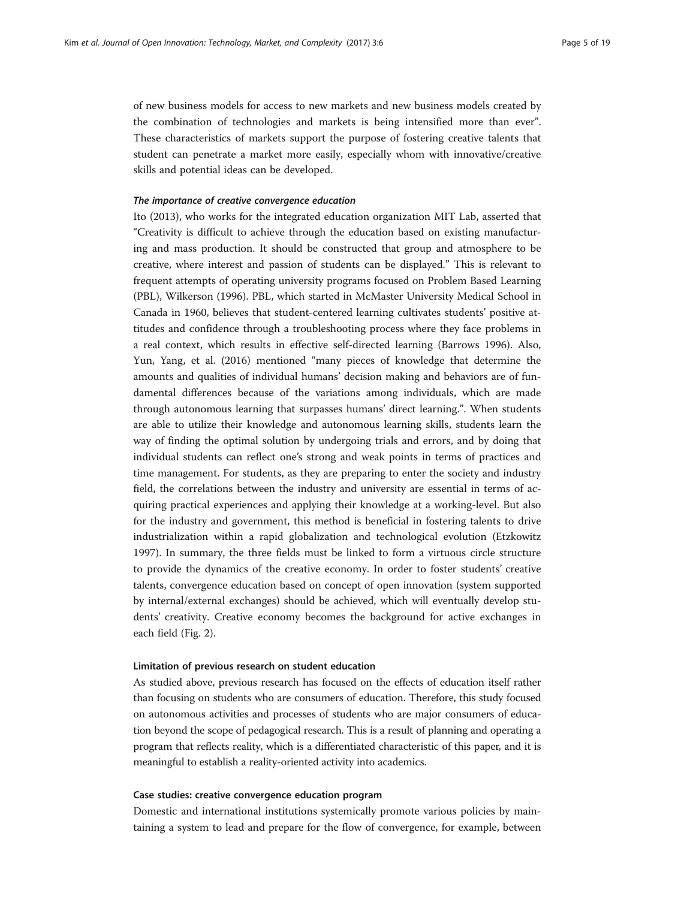of new business models for access to new markets and new business models created by the combination of technologies and markets is being intensified more than ever". These characteristics of markets support the purpose of fostering creative talents that student can penetrate a market more easily, especially whom with innovative/creative skills and potential ideas can be developed.

#### *The importance of creative convergence education*

Ito (2013), who works for the integrated education organization MIT Lab, asserted that "Creativity is difficult to achieve through the education based on existing manufacturing and mass production. It should be constructed that group and atmosphere to be creative, where interest and passion of students can be displayed." This is relevant to frequent attempts of operating university programs focused on Problem Based Learning (PBL), Wilkerson (1996). PBL, which started in McMaster University Medical School in Canada in 1960, believes that student-centered learning cultivates students' positive attitudes and confidence through a troubleshooting process where they face problems in a real context, which results in effective self-directed learning (Barrows 1996). Also, Yun, Yang, et al. (2016) mentioned "many pieces of knowledge that determine the amounts and qualities of individual humans' decision making and behaviors are of fundamental differences because of the variations among individuals, which are made through autonomous learning that surpasses humans' direct learning.". When students are able to utilize their knowledge and autonomous learning skills, students learn the way of finding the optimal solution by undergoing trials and errors, and by doing that individual students can reflect one's strong and weak points in terms of practices and time management. For students, as they are preparing to enter the society and industry field, the correlations between the industry and university are essential in terms of acquiring practical experiences and applying their knowledge at a working-level. But also for the industry and government, this method is beneficial in fostering talents to drive industrialization within a rapid globalization and technological evolution (Etzkowitz 1997). In summary, the three fields must be linked to form a virtuous circle structure to provide the dynamics of the creative economy. In order to foster students' creative talents, convergence education based on concept of open innovation (system supported by internal/external exchanges) should be achieved, which will eventually develop students' creativity. Creative economy becomes the background for active exchanges in each field (Fig. 2).

### Limitation of previous research on student education

As studied above, previous research has focused on the effects of education itself rather than focusing on students who are consumers of education. Therefore, this study focused on autonomous activities and processes of students who are major consumers of education beyond the scope of pedagogical research. This is a result of planning and operating a program that reflects reality, which is a differentiated characteristic of this paper, and it is meaningful to establish a reality-oriented activity into academics.

### Case studies: creative convergence education program

Domestic and international institutions systemically promote various policies by maintaining a system to lead and prepare for the flow of convergence, for example, between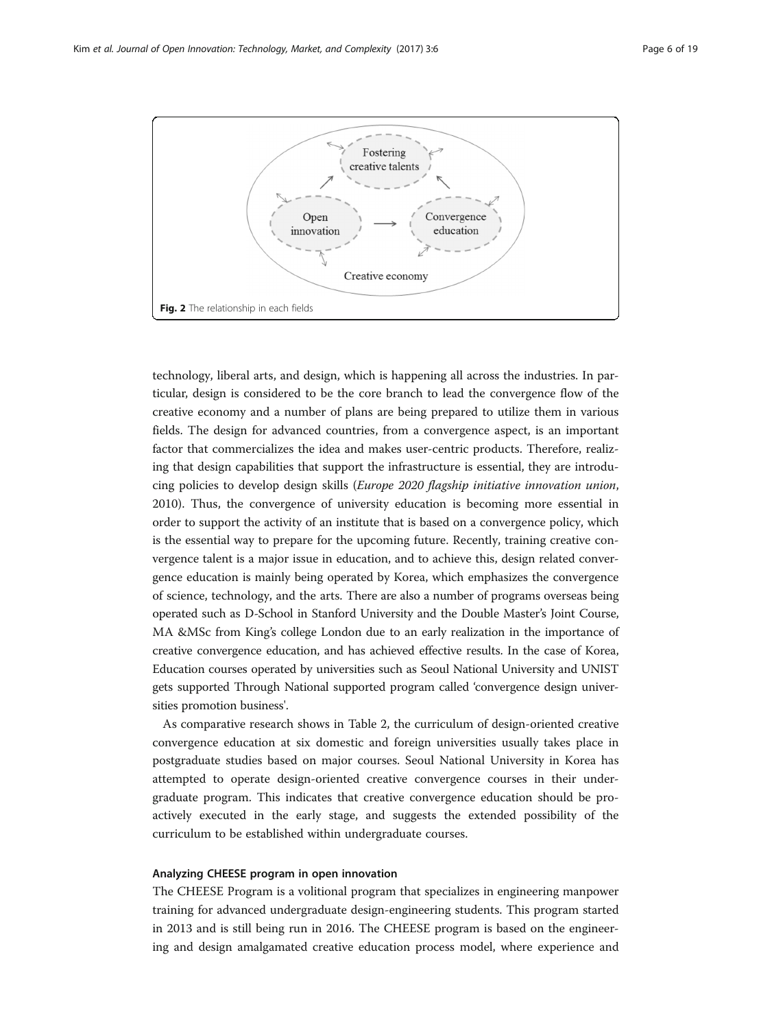Fostering creative talents

Open innovation

Convergence education

Creative economy

**Fig. 2** The relationship in each fields

technology, liberal arts, and design, which is happening all across the industries. In particular, design is considered to be the core branch to lead the convergence flow of the creative economy and a number of plans are being prepared to utilize them in various fields. The design for advanced countries, from a convergence aspect, is an important factor that commercializes the idea and makes user-centric products. Therefore, realizing that design capabilities that support the infrastructure is essential, they are introducing policies to develop design skills (*Europe 2020 flagship initiative innovation union*, 2010). Thus, the convergence of university education is becoming more essential in order to support the activity of an institute that is based on a convergence policy, which is the essential way to prepare for the upcoming future. Recently, training creative convergence talent is a major issue in education, and to achieve this, design related convergence education is mainly being operated by Korea, which emphasizes the convergence of science, technology, and the arts. There are also a number of programs overseas being operated such as D-School in Stanford University and the Double Master's Joint Course, MA &MSc from King's college London due to an early realization in the importance of creative convergence education, and has achieved effective results. In the case of Korea, Education courses operated by universities such as Seoul National University and UNIST gets supported Through National supported program called 'convergence design universities promotion business'.

As comparative research shows in Table 2, the curriculum of design-oriented creative convergence education at six domestic and foreign universities usually takes place in postgraduate studies based on major courses. Seoul National University in Korea has attempted to operate design-oriented creative convergence courses in their undergraduate program. This indicates that creative convergence education should be proactively executed in the early stage, and suggests the extended possibility of the curriculum to be established within undergraduate courses.

### Analyzing CHEESE program in open innovation

The CHEESE Program is a volitional program that specializes in engineering manpower training for advanced undergraduate design-engineering students. This program started in 2013 and is still being run in 2016. The CHEESE program is based on the engineering and design amalgamated creative education process model, where experience and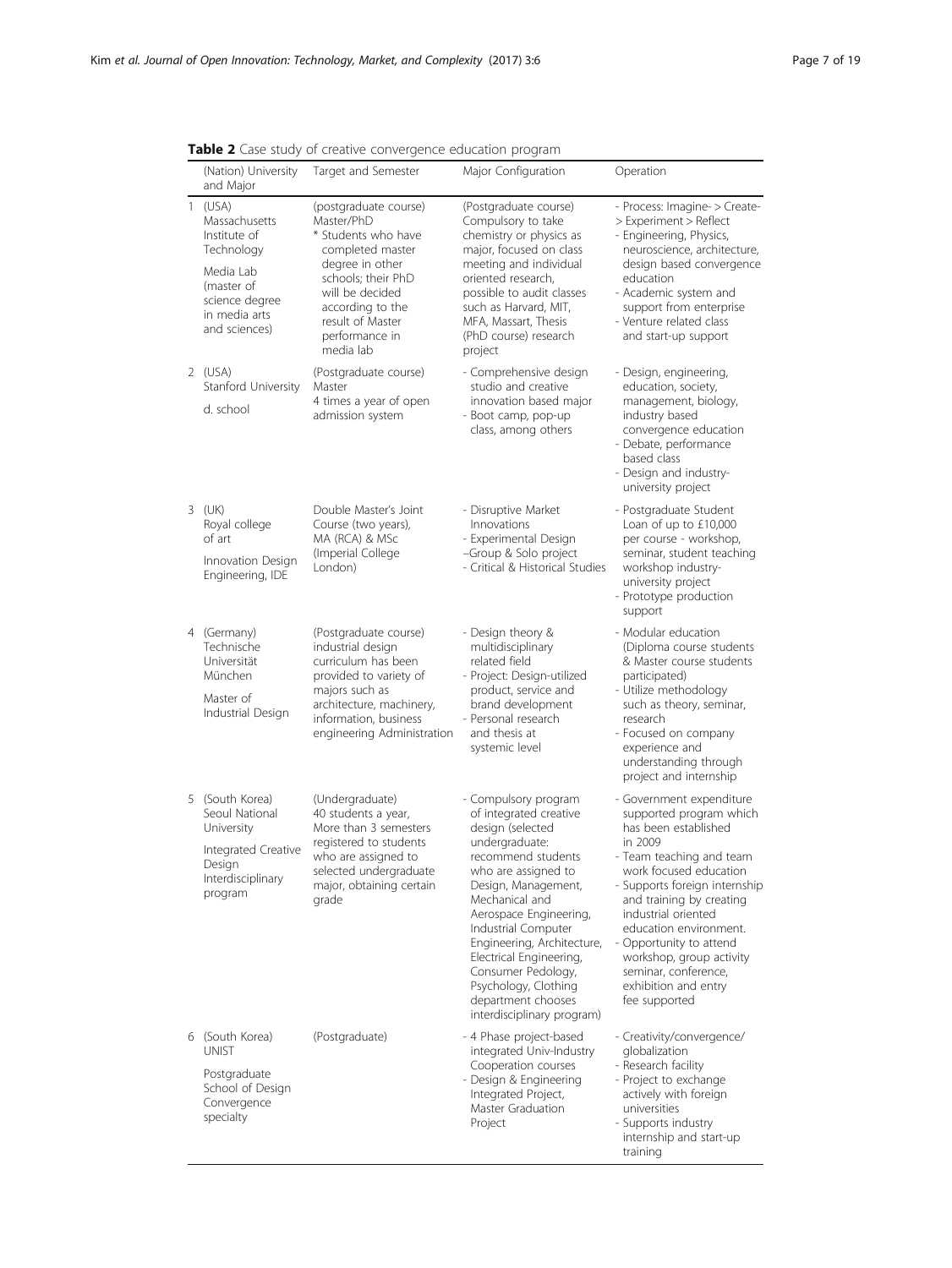**Table 2** Case study of creative convergence education program

| | (Nation) University and Major | Target and Semester | Major Configuration | Operation |
|---|---|---|---|---|
| 1 | (USA) Massachusetts Institute of Technology<br><br>Media Lab (master of science degree in media arts and sciences) | (postgraduate course) Master/PhD<br>* Students who have completed master degree in other schools; their PhD will be decided according to the result of Master performance in media lab | (Postgraduate course) Compulsory to take chemistry or physics as major, focused on class meeting and individual oriented research, possible to audit classes such as Harvard, MIT, MFA, Massart, Thesis (PhD course) research project | - Process: Imagine- > Create- > Experiment > Reflect<br>- Engineering, Physics, neuroscience, architecture, design based convergence education<br>- Academic system and support from enterprise<br>- Venture related class and start-up support |
| 2 | (USA) Stanford University<br><br>d. school | (Postgraduate course) Master<br>4 times a year of open admission system | - Comprehensive design studio and creative innovation based major<br>- Boot camp, pop-up class, among others | - Design, engineering, education, society, management, biology, industry based convergence education<br>- Debate, performance based class<br>- Design and industry-university project |
| 3 | (UK) Royal college of art<br><br>Innovation Design Engineering, IDE | Double Master's Joint Course (two years), MA (RCA) & MSc (Imperial College London) | - Disruptive Market Innovations<br>- Experimental Design –Group & Solo project<br>- Critical & Historical Studies | - Postgraduate Student Loan of up to £10,000 per course - workshop, seminar, student teaching workshop industry-university project<br>- Prototype production support |
| 4 | (Germany) Technische Universität München<br><br>Master of Industrial Design | (Postgraduate course) industrial design curriculum has been provided to variety of majors such as architecture, machinery, information, business engineering Administration | - Design theory & multidisciplinary related field<br>- Project: Design-utilized product, service and brand development<br>- Personal research and thesis at systemic level | - Modular education (Diploma course students & Master course students participated)<br>- Utilize methodology such as theory, seminar, research<br>- Focused on company experience and understanding through project and internship |
| 5 | (South Korea) Seoul National University<br><br>Integrated Creative Design Interdisciplinary program | (Undergraduate) 40 students a year, More than 3 semesters registered to students who are assigned to selected undergraduate major, obtaining certain grade | - Compulsory program of integrated creative design (selected undergraduate: recommend students who are assigned to Design, Management, Mechanical and Aerospace Engineering, Industrial Computer Engineering, Architecture, Electrical Engineering, Consumer Pedology, Psychology, Clothing department chooses interdisciplinary program) | - Government expenditure supported program which has been established in 2009<br>- Team teaching and team work focused education<br>- Supports foreign internship and training by creating industrial oriented education environment.<br>- Opportunity to attend workshop, group activity seminar, conference, exhibition and entry fee supported |
| 6 | (South Korea) UNIST<br><br>Postgraduate School of Design Convergence specialty | (Postgraduate) | - 4 Phase project-based integrated Univ-Industry Cooperation courses<br>- Design & Engineering Integrated Project, Master Graduation Project | - Creativity/convergence/ globalization<br>- Research facility<br>- Project to exchange actively with foreign universities<br>- Supports industry internship and start-up training |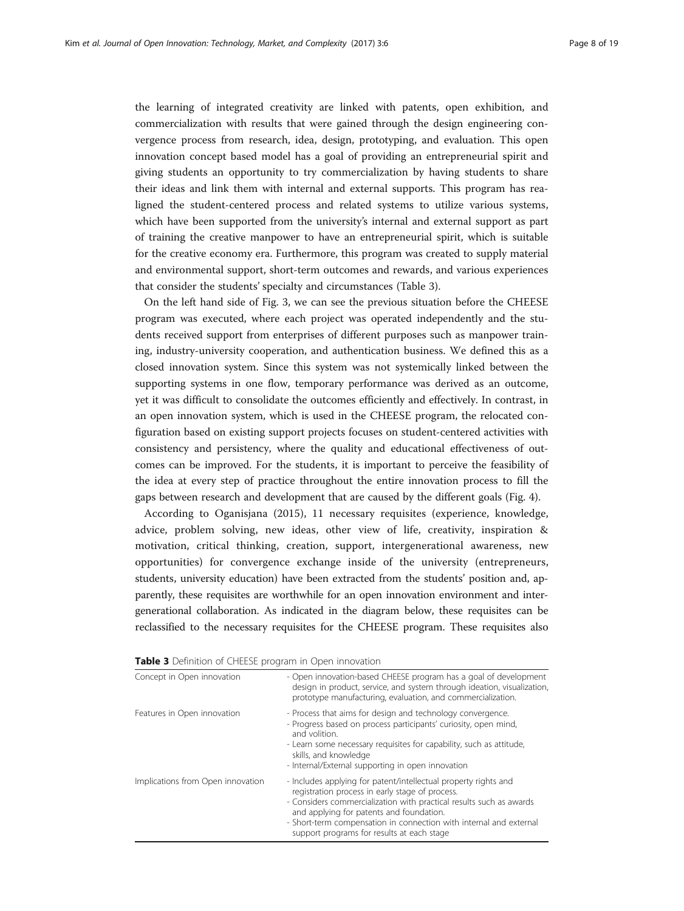the learning of integrated creativity are linked with patents, open exhibition, and commercialization with results that were gained through the design engineering convergence process from research, idea, design, prototyping, and evaluation. This open innovation concept based model has a goal of providing an entrepreneurial spirit and giving students an opportunity to try commercialization by having students to share their ideas and link them with internal and external supports. This program has realigned the student-centered process and related systems to utilize various systems, which have been supported from the university's internal and external support as part of training the creative manpower to have an entrepreneurial spirit, which is suitable for the creative economy era. Furthermore, this program was created to supply material and environmental support, short-term outcomes and rewards, and various experiences that consider the students' specialty and circumstances (Table 3).

On the left hand side of Fig. 3, we can see the previous situation before the CHEESE program was executed, where each project was operated independently and the students received support from enterprises of different purposes such as manpower training, industry-university cooperation, and authentication business. We defined this as a closed innovation system. Since this system was not systemically linked between the supporting systems in one flow, temporary performance was derived as an outcome, yet it was difficult to consolidate the outcomes efficiently and effectively. In contrast, in an open innovation system, which is used in the CHEESE program, the relocated configuration based on existing support projects focuses on student-centered activities with consistency and persistency, where the quality and educational effectiveness of outcomes can be improved. For the students, it is important to perceive the feasibility of the idea at every step of practice throughout the entire innovation process to fill the gaps between research and development that are caused by the different goals (Fig. 4).

According to Oganisjana (2015), 11 necessary requisites (experience, knowledge, advice, problem solving, new ideas, other view of life, creativity, inspiration & motivation, critical thinking, creation, support, intergenerational awareness, new opportunities) for convergence exchange inside of the university (entrepreneurs, students, university education) have been extracted from the students' position and, apparently, these requisites are worthwhile for an open innovation environment and intergenerational collaboration. As indicated in the diagram below, these requisites can be reclassified to the necessary requisites for the CHEESE program. These requisites also

**Table 3** Definition of CHEESE program in Open innovation

| | |
|---|---|
| Concept in Open innovation | - Open innovation-based CHEESE program has a goal of development design in product, service, and system through ideation, visualization, prototype manufacturing, evaluation, and commercialization. |
| Features in Open innovation | - Process that aims for design and technology convergence.<br>- Progress based on process participants' curiosity, open mind, and volition.<br>- Learn some necessary requisites for capability, such as attitude, skills, and knowledge<br>- Internal/External supporting in open innovation |
| Implications from Open innovation | - Includes applying for patent/intellectual property rights and registration process in early stage of process.<br>- Considers commercialization with practical results such as awards and applying for patents and foundation.<br>- Short-term compensation in connection with internal and external support programs for results at each stage |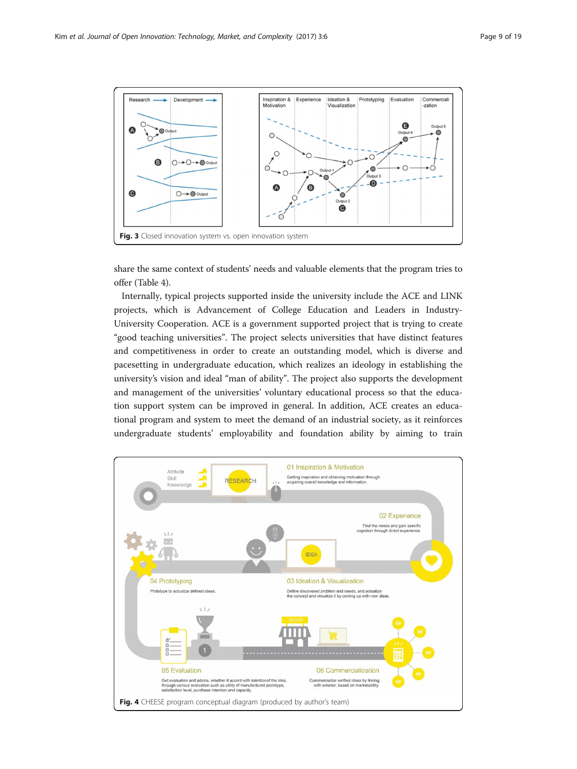Fig. 3 Closed innovation system vs. open innovation system

share the same context of students' needs and valuable elements that the program tries to offer (Table 4).

Internally, typical projects supported inside the university include the ACE and LINK projects, which is Advancement of College Education and Leaders in Industry-University Cooperation. ACE is a government supported project that is trying to create "good teaching universities". The project selects universities that have distinct features and competitiveness in order to create an outstanding model, which is diverse and pacesetting in undergraduate education, which realizes an ideology in establishing the university's vision and ideal "man of ability". The project also supports the development and management of the universities' voluntary educational process so that the education support system can be improved in general. In addition, ACE creates an educational program and system to meet the demand of an industrial society, as it reinforces undergraduate students' employability and foundation ability by aiming to train

Fig. 4 CHEESE program conceptual diagram (produced by author's team)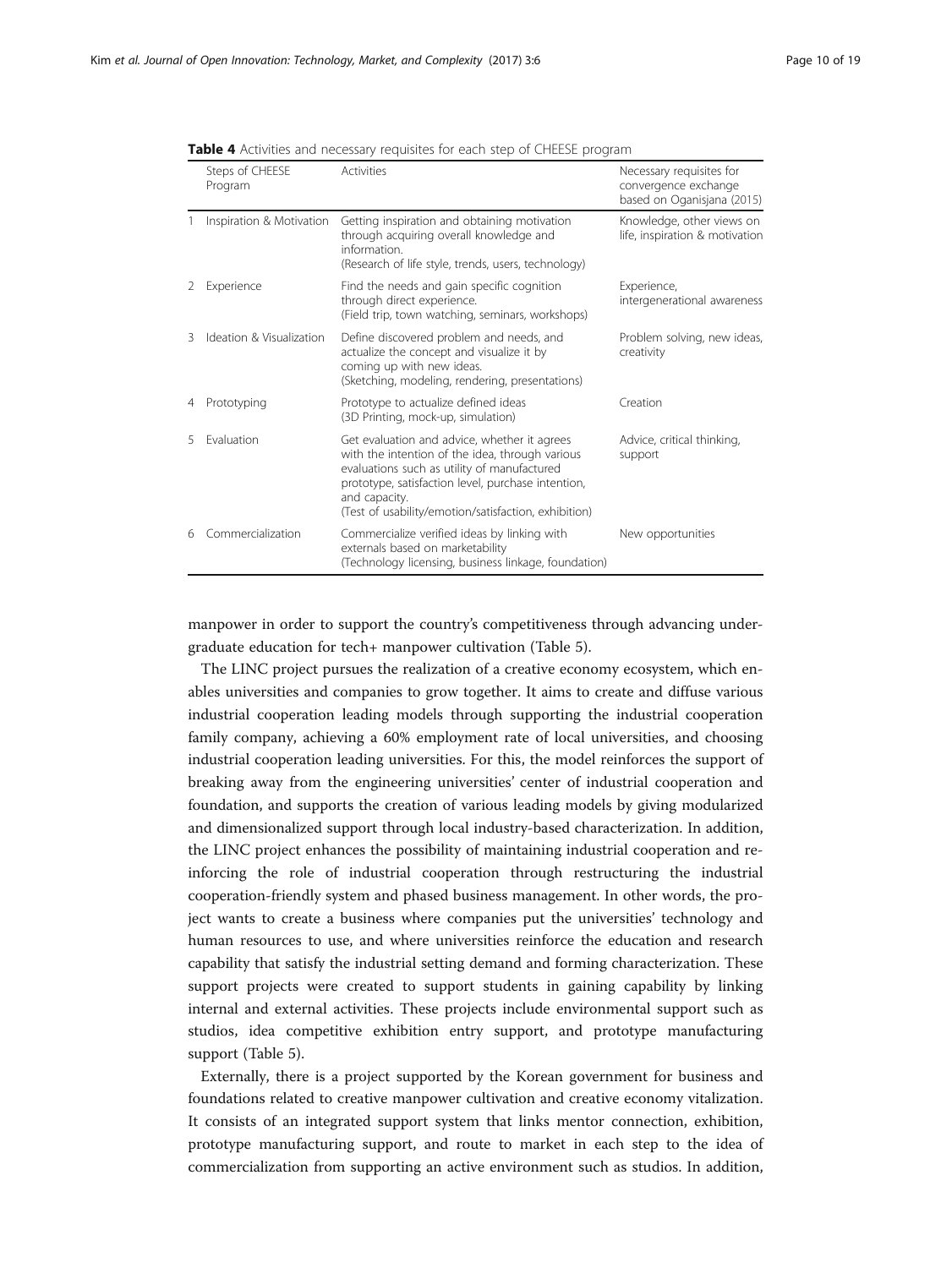**Table 4** Activities and necessary requisites for each step of CHEESE program

| | Steps of CHEESE Program | Activities | Necessary requisites for convergence exchange based on Oganisjana (2015) |
|---|---|---|---|
| 1 | Inspiration & Motivation | Getting inspiration and obtaining motivation through acquiring overall knowledge and information. (Research of life style, trends, users, technology) | Knowledge, other views on life, inspiration & motivation |
| 2 | Experience | Find the needs and gain specific cognition through direct experience. (Field trip, town watching, seminars, workshops) | Experience, intergenerational awareness |
| 3 | Ideation & Visualization | Define discovered problem and needs, and actualize the concept and visualize it by coming up with new ideas. (Sketching, modeling, rendering, presentations) | Problem solving, new ideas, creativity |
| 4 | Prototyping | Prototype to actualize defined ideas (3D Printing, mock-up, simulation) | Creation |
| 5 | Evaluation | Get evaluation and advice, whether it agrees with the intention of the idea, through various evaluations such as utility of manufactured prototype, satisfaction level, purchase intention, and capacity. (Test of usability/emotion/satisfaction, exhibition) | Advice, critical thinking, support |
| 6 | Commercialization | Commercialize verified ideas by linking with externals based on marketability (Technology licensing, business linkage, foundation) | New opportunities |

manpower in order to support the country's competitiveness through advancing undergraduate education for tech+ manpower cultivation (Table 5).

The LINC project pursues the realization of a creative economy ecosystem, which enables universities and companies to grow together. It aims to create and diffuse various industrial cooperation leading models through supporting the industrial cooperation family company, achieving a 60% employment rate of local universities, and choosing industrial cooperation leading universities. For this, the model reinforces the support of breaking away from the engineering universities' center of industrial cooperation and foundation, and supports the creation of various leading models by giving modularized and dimensionalized support through local industry-based characterization. In addition, the LINC project enhances the possibility of maintaining industrial cooperation and reinforcing the role of industrial cooperation through restructuring the industrial cooperation-friendly system and phased business management. In other words, the project wants to create a business where companies put the universities' technology and human resources to use, and where universities reinforce the education and research capability that satisfy the industrial setting demand and forming characterization. These support projects were created to support students in gaining capability by linking internal and external activities. These projects include environmental support such as studios, idea competitive exhibition entry support, and prototype manufacturing support (Table 5).

Externally, there is a project supported by the Korean government for business and foundations related to creative manpower cultivation and creative economy vitalization. It consists of an integrated support system that links mentor connection, exhibition, prototype manufacturing support, and route to market in each step to the idea of commercialization from supporting an active environment such as studios. In addition,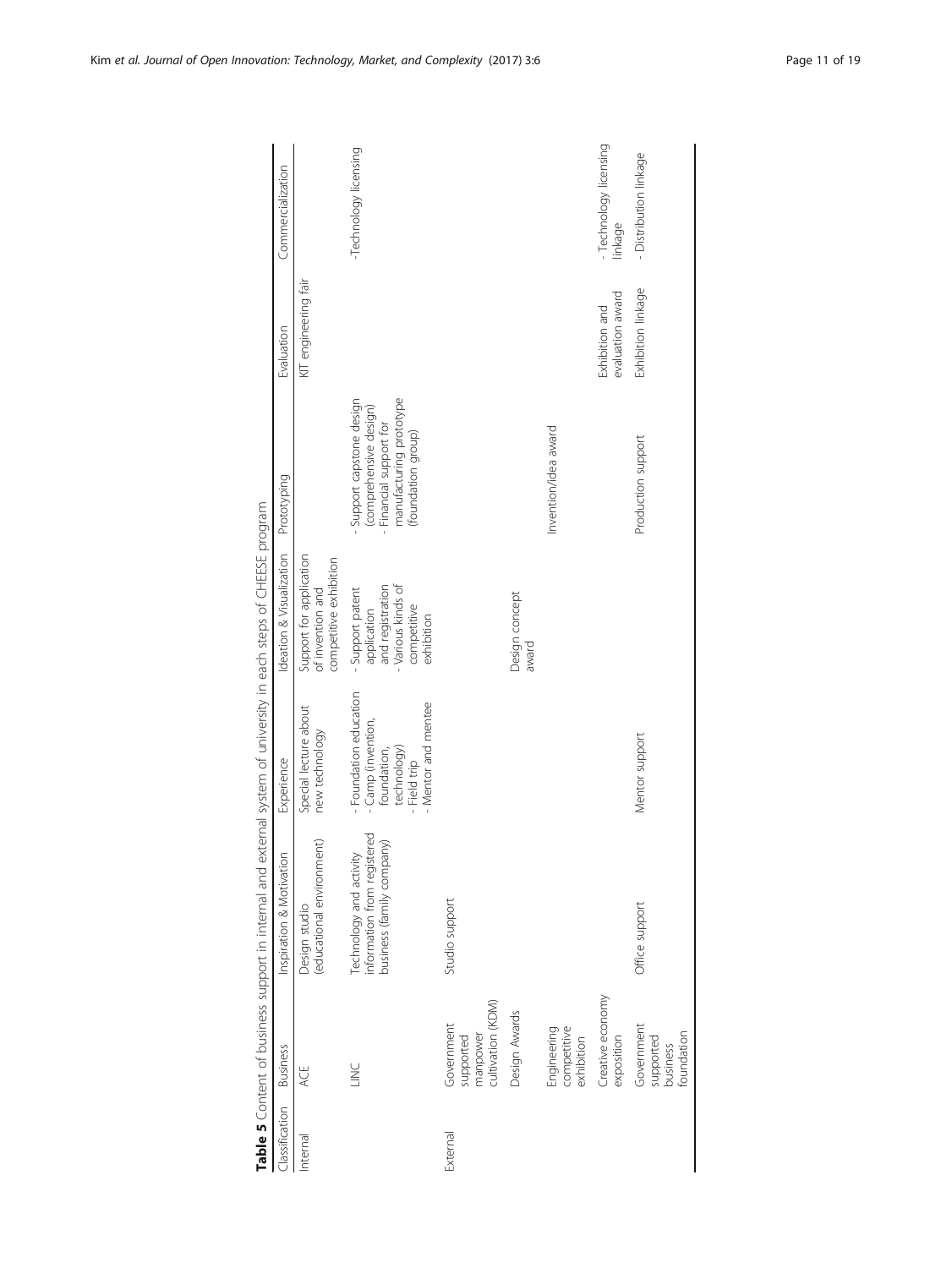**Table 5** Content of business support in internal and external system of university in each steps of CHEESE program

| Classification | Business | Inspiration & Motivation | Experience | Ideation & Visualization | Prototyping | Evaluation | Commercialization |
|---|---|---|---|---|---|---|---|
| Internal | ACE | Design studio (educational environment) | Special lecture about new technology | Support for application of invention and competitive exhibition | | KIT engineering fair | |
| | LINC | Technology and activity information from registered business (family company) | - Foundation education<br>- Camp (invention, foundation, technology)<br>- Field trip<br>- Mentor and mentee | - Support patent application and registration<br>- Various kinds of competitive exhibition | - Support capstone design (comprehensive design)<br>- Financial support for manufacturing prototype (foundation group) | | -Technology licensing |
| External | Government supported manpower cultivation (KDM) | Studio support | | | | | |
| | Design Awards | | | Design concept award | | | |
| | Engineering competitive exhibition | | | | Invention/idea award | | |
| | Creative economy exposition | | | | | Exhibition and evaluation award | - Technology licensing linkage |
| | Government supported business foundation | Office support | Mentor support | | Production support | Exhibition linkage | - Distribution linkage |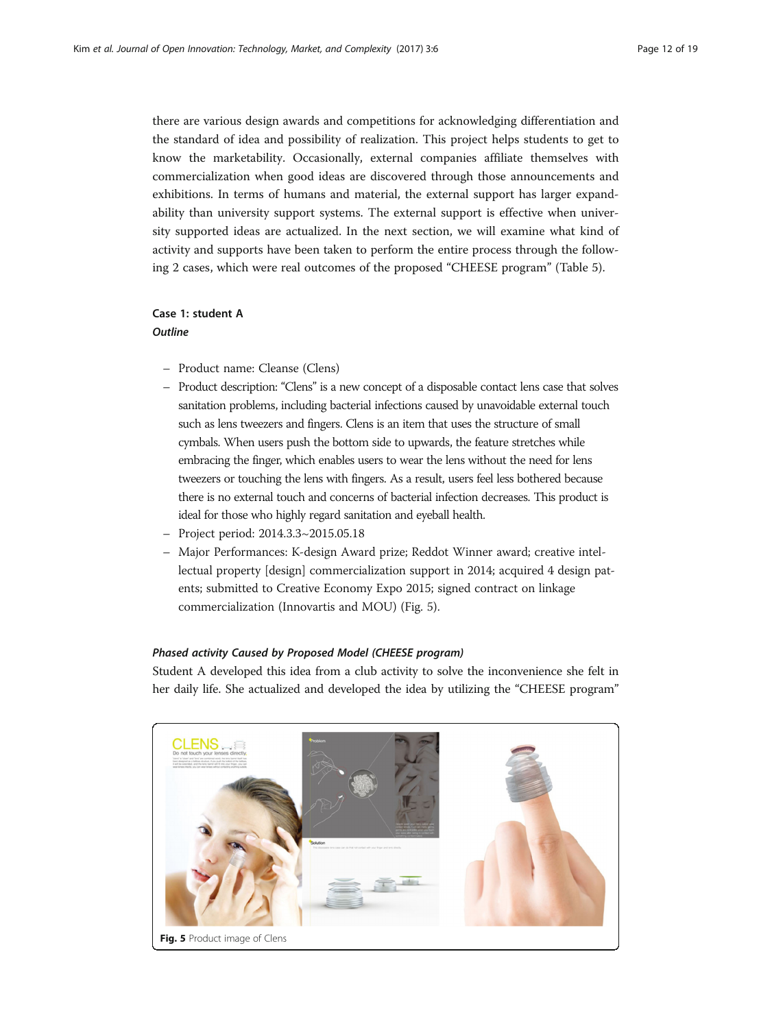there are various design awards and competitions for acknowledging differentiation and the standard of idea and possibility of realization. This project helps students to get to know the marketability. Occasionally, external companies affiliate themselves with commercialization when good ideas are discovered through those announcements and exhibitions. In terms of humans and material, the external support has larger expandability than university support systems. The external support is effective when university supported ideas are actualized. In the next section, we will examine what kind of activity and supports have been taken to perform the entire process through the following 2 cases, which were real outcomes of the proposed "CHEESE program" (Table 5).

### Case 1: student A

#### *Outline*

- Product name: Cleanse (Clens)
- Product description: "Clens" is a new concept of a disposable contact lens case that solves sanitation problems, including bacterial infections caused by unavoidable external touch such as lens tweezers and fingers. Clens is an item that uses the structure of small cymbals. When users push the bottom side to upwards, the feature stretches while embracing the finger, which enables users to wear the lens without the need for lens tweezers or touching the lens with fingers. As a result, users feel less bothered because there is no external touch and concerns of bacterial infection decreases. This product is ideal for those who highly regard sanitation and eyeball health.
- Project period: 2014.3.3~2015.05.18
- Major Performances: K-design Award prize; Reddot Winner award; creative intellectual property [design] commercialization support in 2014; acquired 4 design patents; submitted to Creative Economy Expo 2015; signed contract on linkage commercialization (Innovartis and MOU) (Fig. 5).

#### *Phased activity Caused by Proposed Model (CHEESE program)*

Student A developed this idea from a club activity to solve the inconvenience she felt in her daily life. She actualized and developed the idea by utilizing the "CHEESE program"

**Fig. 5** Product image of Clens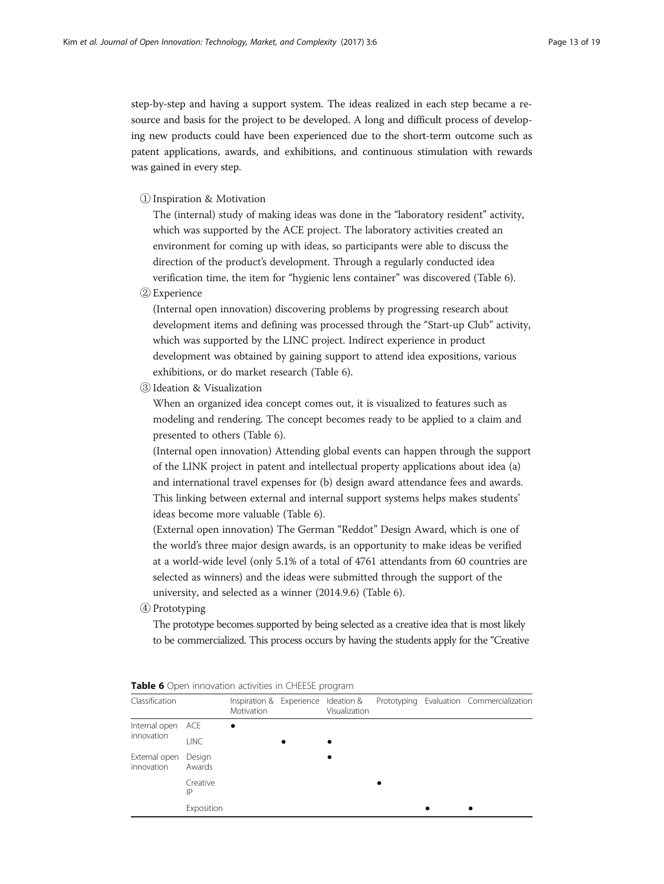step-by-step and having a support system. The ideas realized in each step became a resource and basis for the project to be developed. A long and difficult process of developing new products could have been experienced due to the short-term outcome such as patent applications, awards, and exhibitions, and continuous stimulation with rewards was gained in every step.

① Inspiration & Motivation

The (internal) study of making ideas was done in the "laboratory resident" activity, which was supported by the ACE project. The laboratory activities created an environment for coming up with ideas, so participants were able to discuss the direction of the product's development. Through a regularly conducted idea verification time, the item for "hygienic lens container" was discovered (Table 6).

② Experience

(Internal open innovation) discovering problems by progressing research about development items and defining was processed through the "Start-up Club" activity, which was supported by the LINC project. Indirect experience in product development was obtained by gaining support to attend idea expositions, various exhibitions, or do market research (Table 6).

③ Ideation & Visualization

When an organized idea concept comes out, it is visualized to features such as modeling and rendering. The concept becomes ready to be applied to a claim and presented to others (Table 6).

(Internal open innovation) Attending global events can happen through the support of the LINK project in patent and intellectual property applications about idea (a) and international travel expenses for (b) design award attendance fees and awards. This linking between external and internal support systems helps makes students' ideas become more valuable (Table 6).

(External open innovation) The German "Reddot" Design Award, which is one of the world's three major design awards, is an opportunity to make ideas be verified at a world-wide level (only 5.1% of a total of 4761 attendants from 60 countries are selected as winners) and the ideas were submitted through the support of the university, and selected as a winner (2014.9.6) (Table 6).

④ Prototyping

The prototype becomes supported by being selected as a creative idea that is most likely to be commercialized. This process occurs by having the students apply for the "Creative

**Table 6** Open innovation activities in CHEESE program

| Classification | | Inspiration & Motivation | Experience | Ideation & Visualization | Prototyping | Evaluation | Commercialization |
|---|---|---|---|---|---|---|---|
| Internal open innovation | ACE | • | | | | | |
| | LINC | | • | • | | | |
| External open innovation | Design Awards | | | • | | | |
| | Creative IP | | | | • | | |
| | Exposition | | | | | • | • |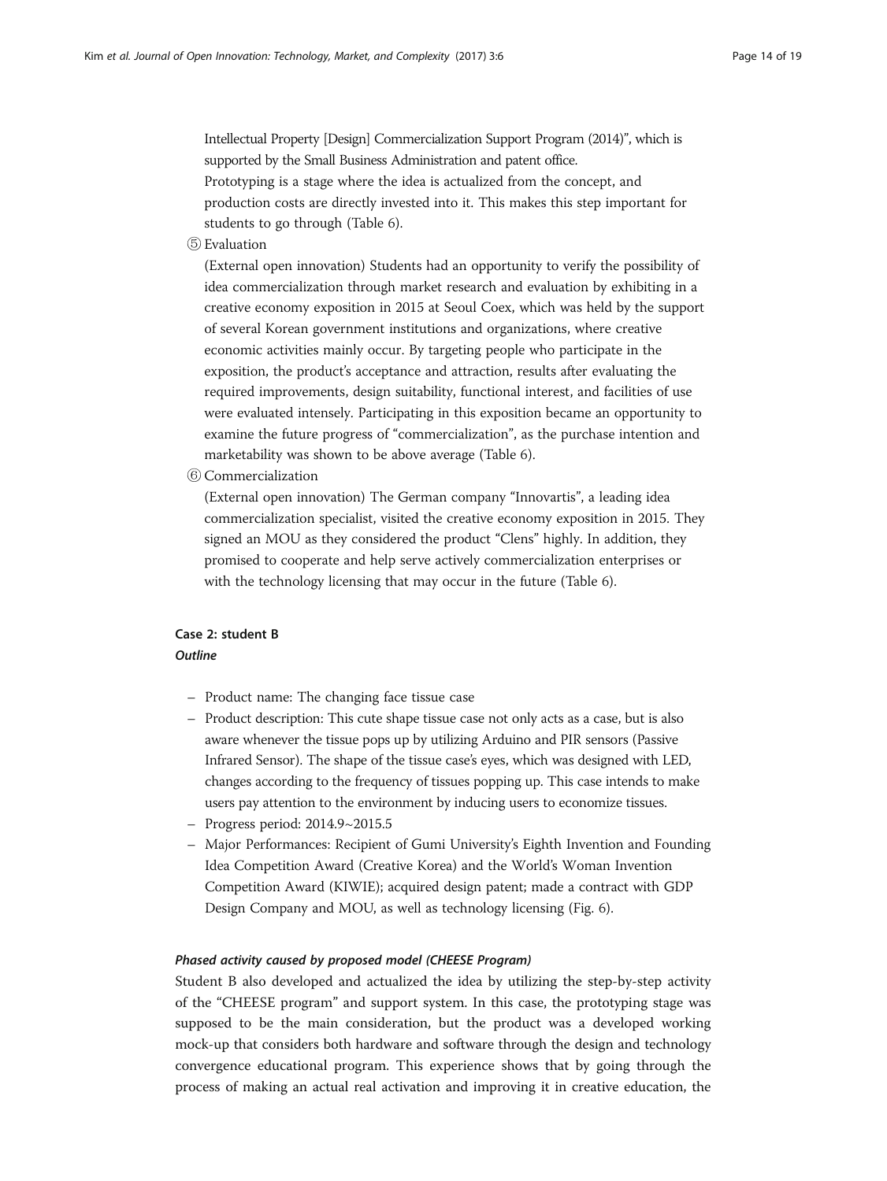Intellectual Property [Design] Commercialization Support Program (2014)", which is supported by the Small Business Administration and patent office.

Prototyping is a stage where the idea is actualized from the concept, and production costs are directly invested into it. This makes this step important for students to go through (Table 6).

⑤ Evaluation

(External open innovation) Students had an opportunity to verify the possibility of idea commercialization through market research and evaluation by exhibiting in a creative economy exposition in 2015 at Seoul Coex, which was held by the support of several Korean government institutions and organizations, where creative economic activities mainly occur. By targeting people who participate in the exposition, the product's acceptance and attraction, results after evaluating the required improvements, design suitability, functional interest, and facilities of use were evaluated intensely. Participating in this exposition became an opportunity to examine the future progress of "commercialization", as the purchase intention and marketability was shown to be above average (Table 6).

⑥ Commercialization

(External open innovation) The German company "Innovartis", a leading idea commercialization specialist, visited the creative economy exposition in 2015. They signed an MOU as they considered the product "Clens" highly. In addition, they promised to cooperate and help serve actively commercialization enterprises or with the technology licensing that may occur in the future (Table 6).

### Case 2: student B

#### *Outline*

- Product name: The changing face tissue case
- Product description: This cute shape tissue case not only acts as a case, but is also aware whenever the tissue pops up by utilizing Arduino and PIR sensors (Passive Infrared Sensor). The shape of the tissue case's eyes, which was designed with LED, changes according to the frequency of tissues popping up. This case intends to make users pay attention to the environment by inducing users to economize tissues.
- Progress period: 2014.9~2015.5
- Major Performances: Recipient of Gumi University's Eighth Invention and Founding Idea Competition Award (Creative Korea) and the World's Woman Invention Competition Award (KIWIE); acquired design patent; made a contract with GDP Design Company and MOU, as well as technology licensing (Fig. 6).

#### *Phased activity caused by proposed model (CHEESE Program)*

Student B also developed and actualized the idea by utilizing the step-by-step activity of the "CHEESE program" and support system. In this case, the prototyping stage was supposed to be the main consideration, but the product was a developed working mock-up that considers both hardware and software through the design and technology convergence educational program. This experience shows that by going through the process of making an actual real activation and improving it in creative education, the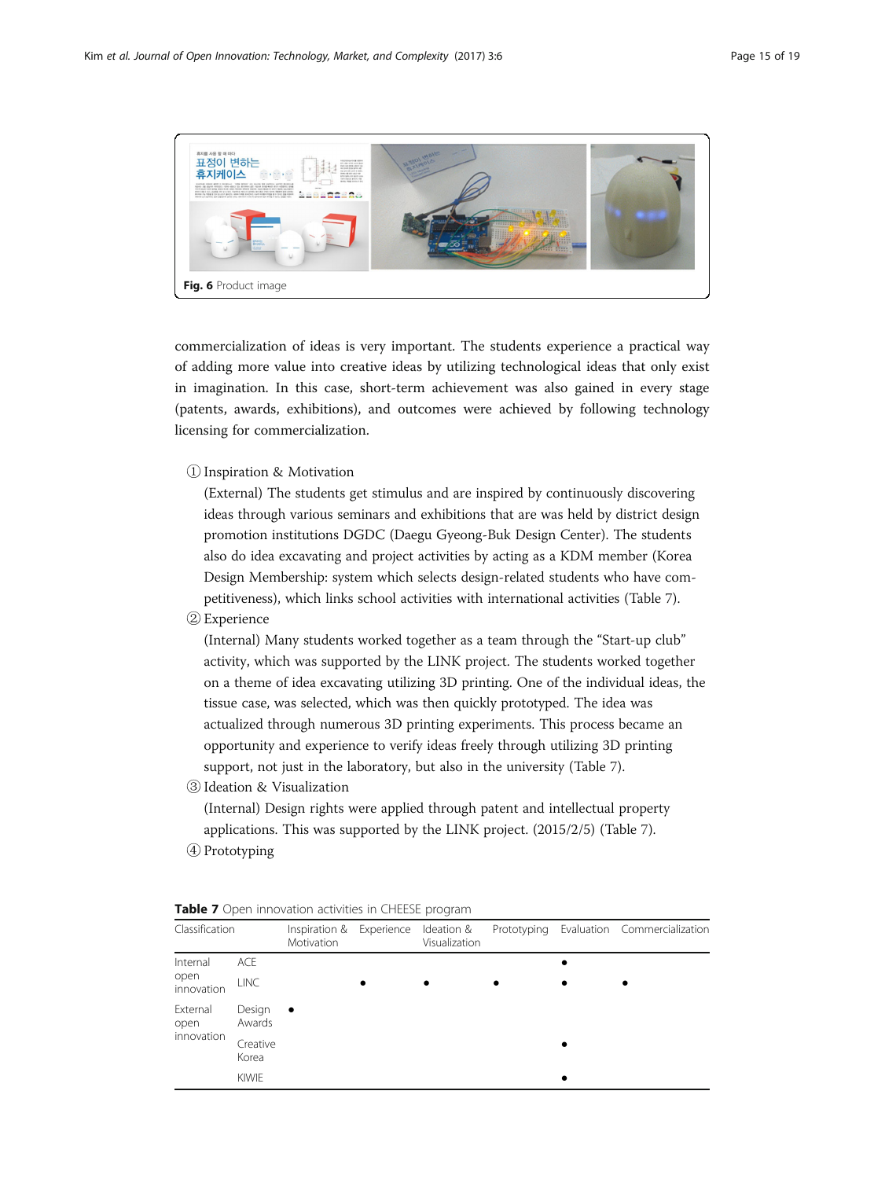Fig. 6 Product image

commercialization of ideas is very important. The students experience a practical way of adding more value into creative ideas by utilizing technological ideas that only exist in imagination. In this case, short-term achievement was also gained in every stage (patents, awards, exhibitions), and outcomes were achieved by following technology licensing for commercialization.

① Inspiration & Motivation

(External) The students get stimulus and are inspired by continuously discovering ideas through various seminars and exhibitions that are was held by district design promotion institutions DGDC (Daegu Gyeong-Buk Design Center). The students also do idea excavating and project activities by acting as a KDM member (Korea Design Membership: system which selects design-related students who have competitiveness), which links school activities with international activities (Table 7).

② Experience

(Internal) Many students worked together as a team through the "Start-up club" activity, which was supported by the LINK project. The students worked together on a theme of idea excavating utilizing 3D printing. One of the individual ideas, the tissue case, was selected, which was then quickly prototyped. The idea was actualized through numerous 3D printing experiments. This process became an opportunity and experience to verify ideas freely through utilizing 3D printing support, not just in the laboratory, but also in the university (Table 7).

③ Ideation & Visualization

(Internal) Design rights were applied through patent and intellectual property applications. This was supported by the LINK project. (2015/2/5) (Table 7).

④ Prototyping

**Table 7** Open innovation activities in CHEESE program

| Classification | | Inspiration & Motivation | Experience | Ideation & Visualization | Prototyping | Evaluation | Commercialization |
|---|---|---|---|---|---|---|---|
| Internal open innovation | ACE | | | | | ● | |
| | LINC | | ● | ● | ● | ● | ● |
| External open innovation | Design Awards | ● | | | | | |
| | Creative Korea | | | | | ● | |
| | KIWIE | | | | | ● | |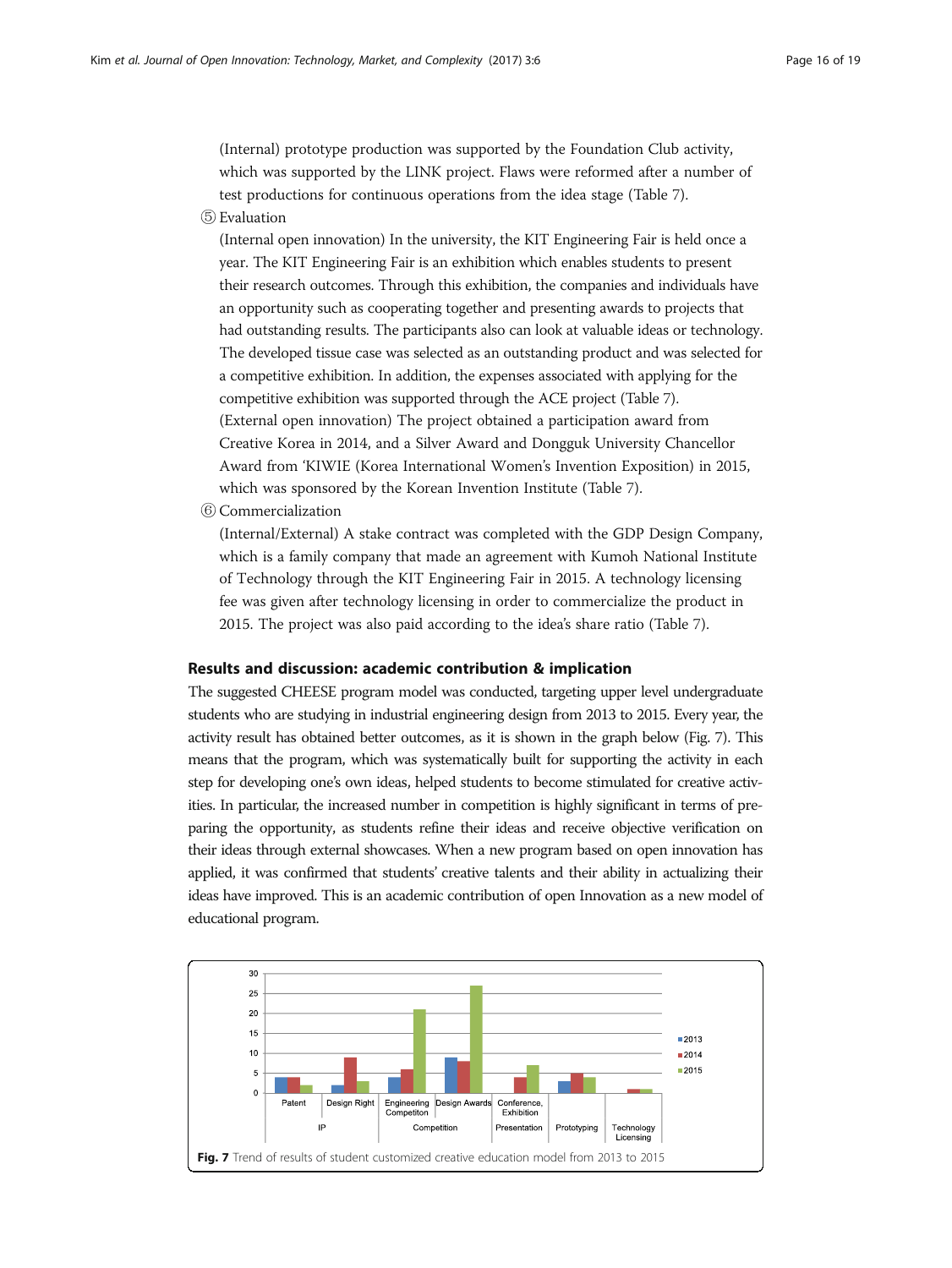(Internal) prototype production was supported by the Foundation Club activity, which was supported by the LINK project. Flaws were reformed after a number of test productions for continuous operations from the idea stage (Table 7).

⑤ Evaluation

(Internal open innovation) In the university, the KIT Engineering Fair is held once a year. The KIT Engineering Fair is an exhibition which enables students to present their research outcomes. Through this exhibition, the companies and individuals have an opportunity such as cooperating together and presenting awards to projects that had outstanding results. The participants also can look at valuable ideas or technology. The developed tissue case was selected as an outstanding product and was selected for a competitive exhibition. In addition, the expenses associated with applying for the competitive exhibition was supported through the ACE project (Table 7).

(External open innovation) The project obtained a participation award from Creative Korea in 2014, and a Silver Award and Dongguk University Chancellor Award from 'KIWIE (Korea International Women's Invention Exposition) in 2015, which was sponsored by the Korean Invention Institute (Table 7).

⑥ Commercialization

(Internal/External) A stake contract was completed with the GDP Design Company, which is a family company that made an agreement with Kumoh National Institute of Technology through the KIT Engineering Fair in 2015. A technology licensing fee was given after technology licensing in order to commercialize the product in 2015. The project was also paid according to the idea's share ratio (Table 7).

## Results and discussion: academic contribution & implication

The suggested CHEESE program model was conducted, targeting upper level undergraduate students who are studying in industrial engineering design from 2013 to 2015. Every year, the activity result has obtained better outcomes, as it is shown in the graph below (Fig. 7). This means that the program, which was systematically built for supporting the activity in each step for developing one's own ideas, helped students to become stimulated for creative activities. In particular, the increased number in competition is highly significant in terms of preparing the opportunity, as students refine their ideas and receive objective verification on their ideas through external showcases. When a new program based on open innovation has applied, it was confirmed that students' creative talents and their ability in actualizing their ideas have improved. This is an academic contribution of open Innovation as a new model of educational program.

**Fig. 7** Trend of results of student customized creative education model from 2013 to 2015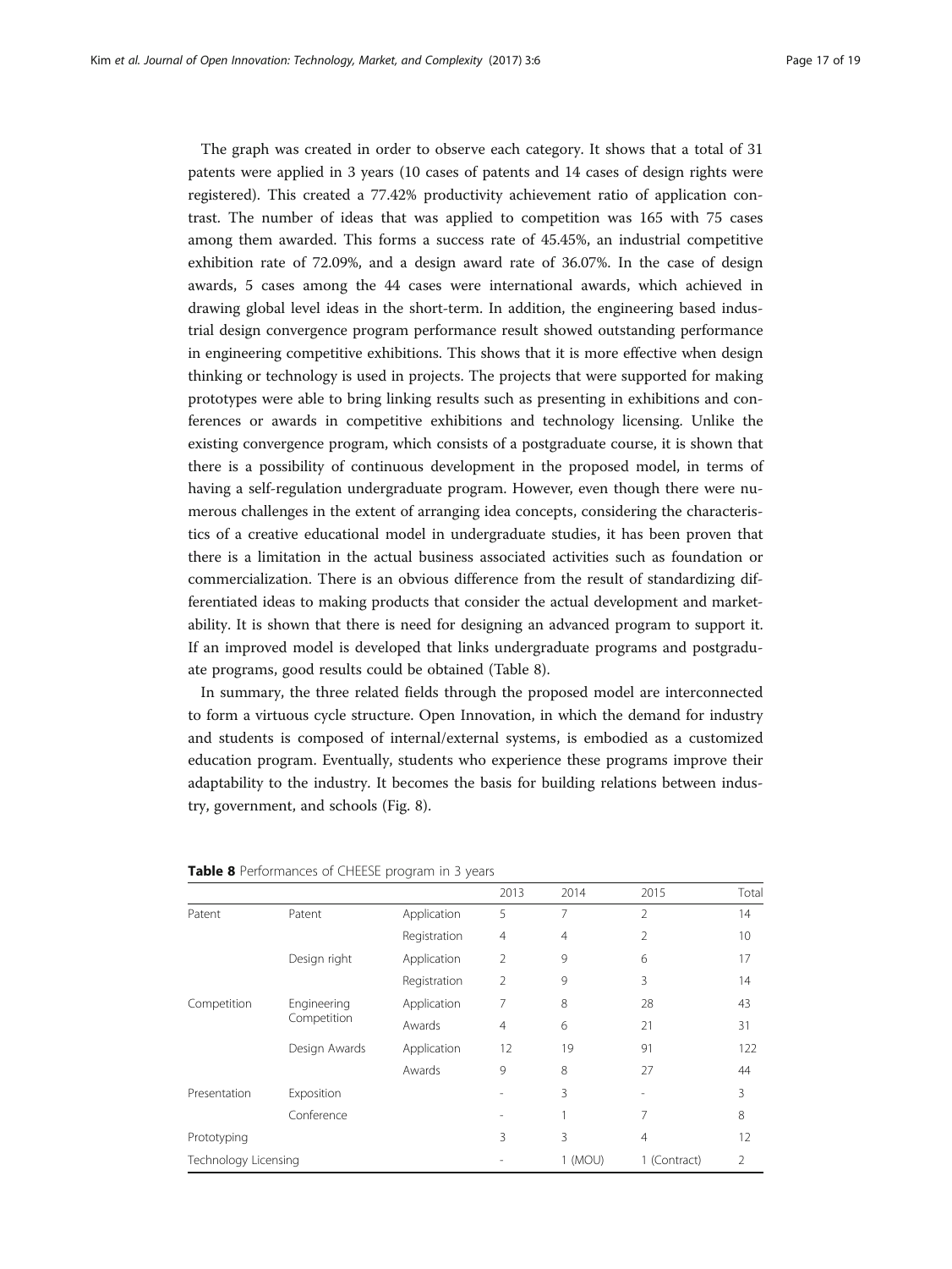The graph was created in order to observe each category. It shows that a total of 31 patents were applied in 3 years (10 cases of patents and 14 cases of design rights were registered). This created a 77.42% productivity achievement ratio of application contrast. The number of ideas that was applied to competition was 165 with 75 cases among them awarded. This forms a success rate of 45.45%, an industrial competitive exhibition rate of 72.09%, and a design award rate of 36.07%. In the case of design awards, 5 cases among the 44 cases were international awards, which achieved in drawing global level ideas in the short-term. In addition, the engineering based industrial design convergence program performance result showed outstanding performance in engineering competitive exhibitions. This shows that it is more effective when design thinking or technology is used in projects. The projects that were supported for making prototypes were able to bring linking results such as presenting in exhibitions and conferences or awards in competitive exhibitions and technology licensing. Unlike the existing convergence program, which consists of a postgraduate course, it is shown that there is a possibility of continuous development in the proposed model, in terms of having a self-regulation undergraduate program. However, even though there were numerous challenges in the extent of arranging idea concepts, considering the characteristics of a creative educational model in undergraduate studies, it has been proven that there is a limitation in the actual business associated activities such as foundation or commercialization. There is an obvious difference from the result of standardizing differentiated ideas to making products that consider the actual development and marketability. It is shown that there is need for designing an advanced program to support it. If an improved model is developed that links undergraduate programs and postgraduate programs, good results could be obtained (Table 8).

In summary, the three related fields through the proposed model are interconnected to form a virtuous cycle structure. Open Innovation, in which the demand for industry and students is composed of internal/external systems, is embodied as a customized education program. Eventually, students who experience these programs improve their adaptability to the industry. It becomes the basis for building relations between industry, government, and schools (Fig. 8).

**Table 8** Performances of CHEESE program in 3 years

| | | | 2013 | 2014 | 2015 | Total |
|---|---|---|---|---|---|---|
| Patent | Patent | Application | 5 | 7 | 2 | 14 |
| | | Registration | 4 | 4 | 2 | 10 |
| | Design right | Application | 2 | 9 | 6 | 17 |
| | | Registration | 2 | 9 | 3 | 14 |
| Competition | Engineering Competition | Application | 7 | 8 | 28 | 43 |
| | | Awards | 4 | 6 | 21 | 31 |
| | Design Awards | Application | 12 | 19 | 91 | 122 |
| | | Awards | 9 | 8 | 27 | 44 |
| Presentation | Exposition | | - | 3 | - | 3 |
| | Conference | | - | 1 | 7 | 8 |
| Prototyping | | | 3 | 3 | 4 | 12 |
| Technology Licensing | | | - | 1 (MOU) | 1 (Contract) | 2 |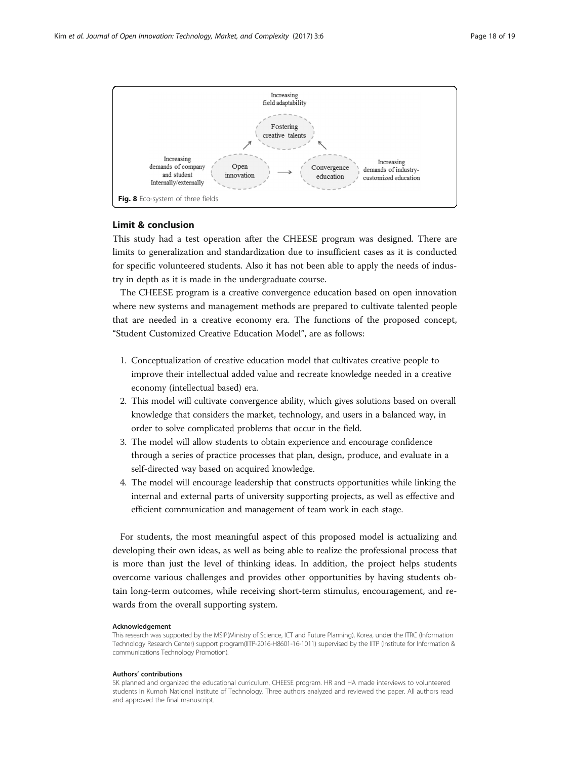Increasing field adaptability

Fostering creative talents

Increasing demands of company and student Internally/externally

Open innovation

Convergence education

Increasing demands of industry-customized education

**Fig. 8** Eco-system of three fields

## Limit & conclusion

This study had a test operation after the CHEESE program was designed. There are limits to generalization and standardization due to insufficient cases as it is conducted for specific volunteered students. Also it has not been able to apply the needs of industry in depth as it is made in the undergraduate course.

The CHEESE program is a creative convergence education based on open innovation where new systems and management methods are prepared to cultivate talented people that are needed in a creative economy era. The functions of the proposed concept, "Student Customized Creative Education Model", are as follows:

1. Conceptualization of creative education model that cultivates creative people to improve their intellectual added value and recreate knowledge needed in a creative economy (intellectual based) era.
2. This model will cultivate convergence ability, which gives solutions based on overall knowledge that considers the market, technology, and users in a balanced way, in order to solve complicated problems that occur in the field.
3. The model will allow students to obtain experience and encourage confidence through a series of practice processes that plan, design, produce, and evaluate in a self-directed way based on acquired knowledge.
4. The model will encourage leadership that constructs opportunities while linking the internal and external parts of university supporting projects, as well as effective and efficient communication and management of team work in each stage.

For students, the most meaningful aspect of this proposed model is actualizing and developing their own ideas, as well as being able to realize the professional process that is more than just the level of thinking ideas. In addition, the project helps students overcome various challenges and provides other opportunities by having students obtain long-term outcomes, while receiving short-term stimulus, encouragement, and rewards from the overall supporting system.

#### Acknowledgement

This research was supported by the MSIP(Ministry of Science, ICT and Future Planning), Korea, under the ITRC (Information Technology Research Center) support program(IITP-2016-H8601-16-1011) supervised by the IITP (Institute for Information & communications Technology Promotion).

#### Authors' contributions

SK planned and organized the educational curriculum, CHEESE program. HR and HA made interviews to volunteered students in Kumoh National Institute of Technology. Three authors analyzed and reviewed the paper. All authors read and approved the final manuscript.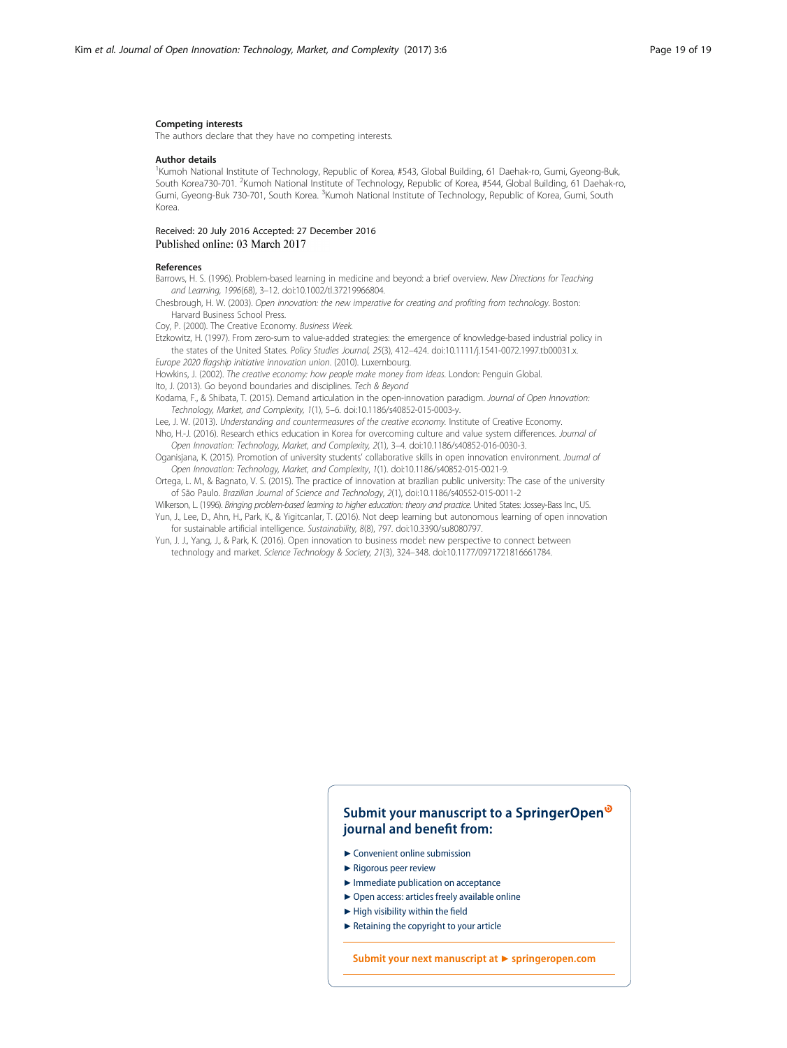### Competing interests

The authors declare that they have no competing interests.

### Author details

[1]Kumoh National Institute of Technology, Republic of Korea, #543, Global Building, 61 Daehak-ro, Gumi, Gyeong-Buk, South Korea730-701. [2]Kumoh National Institute of Technology, Republic of Korea, #544, Global Building, 61 Daehak-ro, Gumi, Gyeong-Buk 730-701, South Korea. [3]Kumoh National Institute of Technology, Republic of Korea, Gumi, South Korea.

Received: 20 July 2016 Accepted: 27 December 2016
Published online: 03 March 2017

### References

Barrows, H. S. (1996). Problem-based learning in medicine and beyond: a brief overview. *New Directions for Teaching and Learning, 1996*(68), 3–12. doi:10.1002/tl.37219966804.

Chesbrough, H. W. (2003). *Open innovation: the new imperative for creating and profiting from technology*. Boston: Harvard Business School Press.

Coy, P. (2000). The Creative Economy. *Business Week*.

Etzkowitz, H. (1997). From zero-sum to value-added strategies: the emergence of knowledge-based industrial policy in the states of the United States. *Policy Studies Journal, 25*(3), 412–424. doi:10.1111/j.1541-0072.1997.tb00031.x.

*Europe 2020 flagship initiative innovation union*. (2010). Luxembourg.

Howkins, J. (2002). *The creative economy: how people make money from ideas*. London: Penguin Global.

Ito, J. (2013). Go beyond boundaries and disciplines. *Tech & Beyond*

Kodama, F., & Shibata, T. (2015). Demand articulation in the open-innovation paradigm. *Journal of Open Innovation: Technology, Market, and Complexity, 1*(1), 5–6. doi:10.1186/s40852-015-0003-y.

Lee, J. W. (2013). *Understanding and countermeasures of the creative economy*. Institute of Creative Economy.

Nho, H.-J. (2016). Research ethics education in Korea for overcoming culture and value system differences. *Journal of Open Innovation: Technology, Market, and Complexity, 2*(1), 3–4. doi:10.1186/s40852-016-0030-3.

Oganisjana, K. (2015). Promotion of university students' collaborative skills in open innovation environment. *Journal of Open Innovation: Technology, Market, and Complexity, 1*(1). doi:10.1186/s40852-015-0021-9.

Ortega, L. M., & Bagnato, V. S. (2015). The practice of innovation at brazilian public university: The case of the university of São Paulo. *Brazilian Journal of Science and Technology, 2*(1), doi:10.1186/s40552-015-0011-2

Wilkerson, L. (1996). *Bringing problem-based learning to higher education: theory and practice*. United States: Jossey-Bass Inc., US.

Yun, J., Lee, D., Ahn, H., Park, K., & Yigitcanlar, T. (2016). Not deep learning but autonomous learning of open innovation for sustainable artificial intelligence. *Sustainability, 8*(8), 797. doi:10.3390/su8080797.

Yun, J. J., Yang, J., & Park, K. (2016). Open innovation to business model: new perspective to connect between technology and market. *Science Technology & Society, 21*(3), 324–348. doi:10.1177/0971721816661784.

**Submit your manuscript to a SpringerOpen journal and benefit from:**

- ► Convenient online submission
- ► Rigorous peer review
- ► Immediate publication on acceptance
- ► Open access: articles freely available online
- ► High visibility within the field
- ► Retaining the copyright to your article

**Submit your next manuscript at ► springeropen.com**